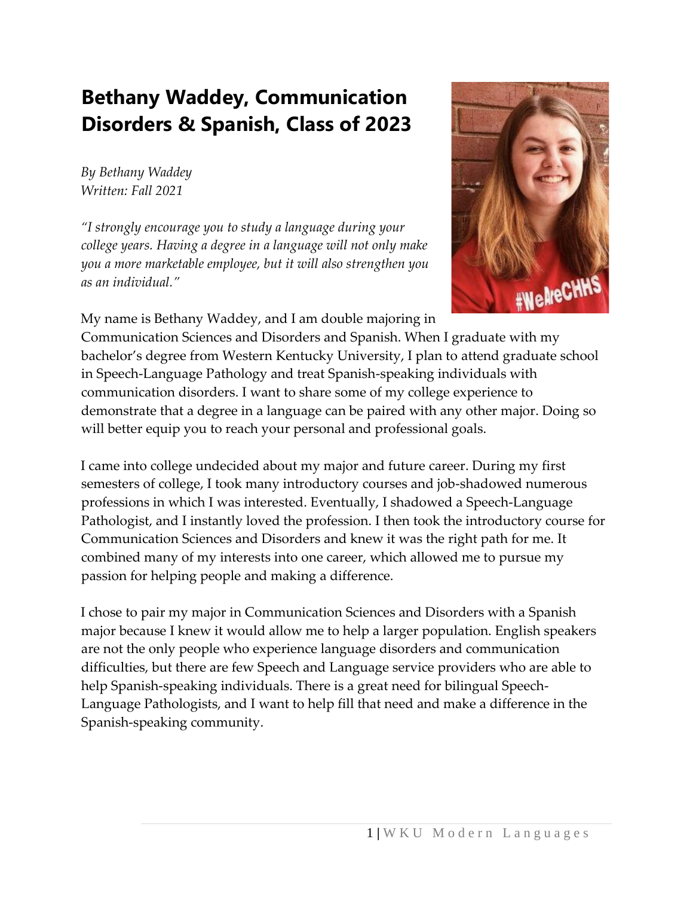# Bethany Waddey, Communication Disorders & Spanish, Class of 2023

*By Bethany Waddey*
*Written: Fall 2021*

*"I strongly encourage you to study a language during your college years. Having a degree in a language will not only make you a more marketable employee, but it will also strengthen you as an individual."*

My name is Bethany Waddey, and I am double majoring in Communication Sciences and Disorders and Spanish. When I graduate with my bachelor's degree from Western Kentucky University, I plan to attend graduate school in Speech-Language Pathology and treat Spanish-speaking individuals with communication disorders. I want to share some of my college experience to demonstrate that a degree in a language can be paired with any other major. Doing so will better equip you to reach your personal and professional goals.

I came into college undecided about my major and future career. During my first semesters of college, I took many introductory courses and job-shadowed numerous professions in which I was interested. Eventually, I shadowed a Speech-Language Pathologist, and I instantly loved the profession. I then took the introductory course for Communication Sciences and Disorders and knew it was the right path for me. It combined many of my interests into one career, which allowed me to pursue my passion for helping people and making a difference.

I chose to pair my major in Communication Sciences and Disorders with a Spanish major because I knew it would allow me to help a larger population. English speakers are not the only people who experience language disorders and communication difficulties, but there are few Speech and Language service providers who are able to help Spanish-speaking individuals. There is a great need for bilingual Speech-Language Pathologists, and I want to help fill that need and make a difference in the Spanish-speaking community.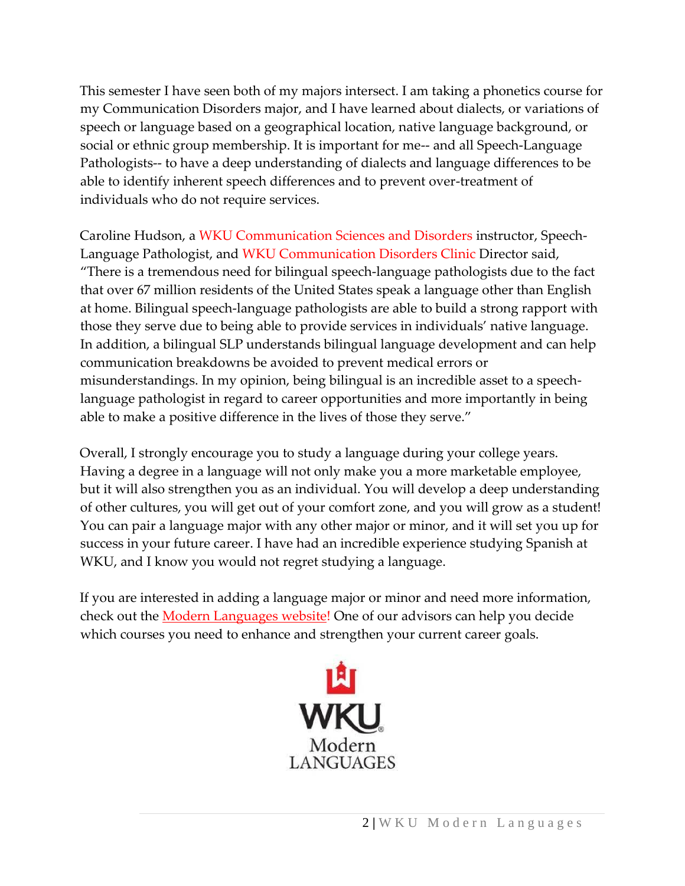This semester I have seen both of my majors intersect. I am taking a phonetics course for my Communication Disorders major, and I have learned about dialects, or variations of speech or language based on a geographical location, native language background, or social or ethnic group membership. It is important for me-- and all Speech-Language Pathologists-- to have a deep understanding of dialects and language differences to be able to identify inherent speech differences and to prevent over-treatment of individuals who do not require services.

Caroline Hudson, a WKU Communication Sciences and Disorders instructor, Speech-Language Pathologist, and WKU Communication Disorders Clinic Director said, "There is a tremendous need for bilingual speech-language pathologists due to the fact that over 67 million residents of the United States speak a language other than English at home. Bilingual speech-language pathologists are able to build a strong rapport with those they serve due to being able to provide services in individuals' native language. In addition, a bilingual SLP understands bilingual language development and can help communication breakdowns be avoided to prevent medical errors or misunderstandings. In my opinion, being bilingual is an incredible asset to a speech-language pathologist in regard to career opportunities and more importantly in being able to make a positive difference in the lives of those they serve."

Overall, I strongly encourage you to study a language during your college years. Having a degree in a language will not only make you a more marketable employee, but it will also strengthen you as an individual. You will develop a deep understanding of other cultures, you will get out of your comfort zone, and you will grow as a student! You can pair a language major with any other major or minor, and it will set you up for success in your future career. I have had an incredible experience studying Spanish at WKU, and I know you would not regret studying a language.

If you are interested in adding a language major or minor and need more information, check out the Modern Languages website! One of our advisors can help you decide which courses you need to enhance and strengthen your current career goals.

WKU
Modern
LANGUAGES